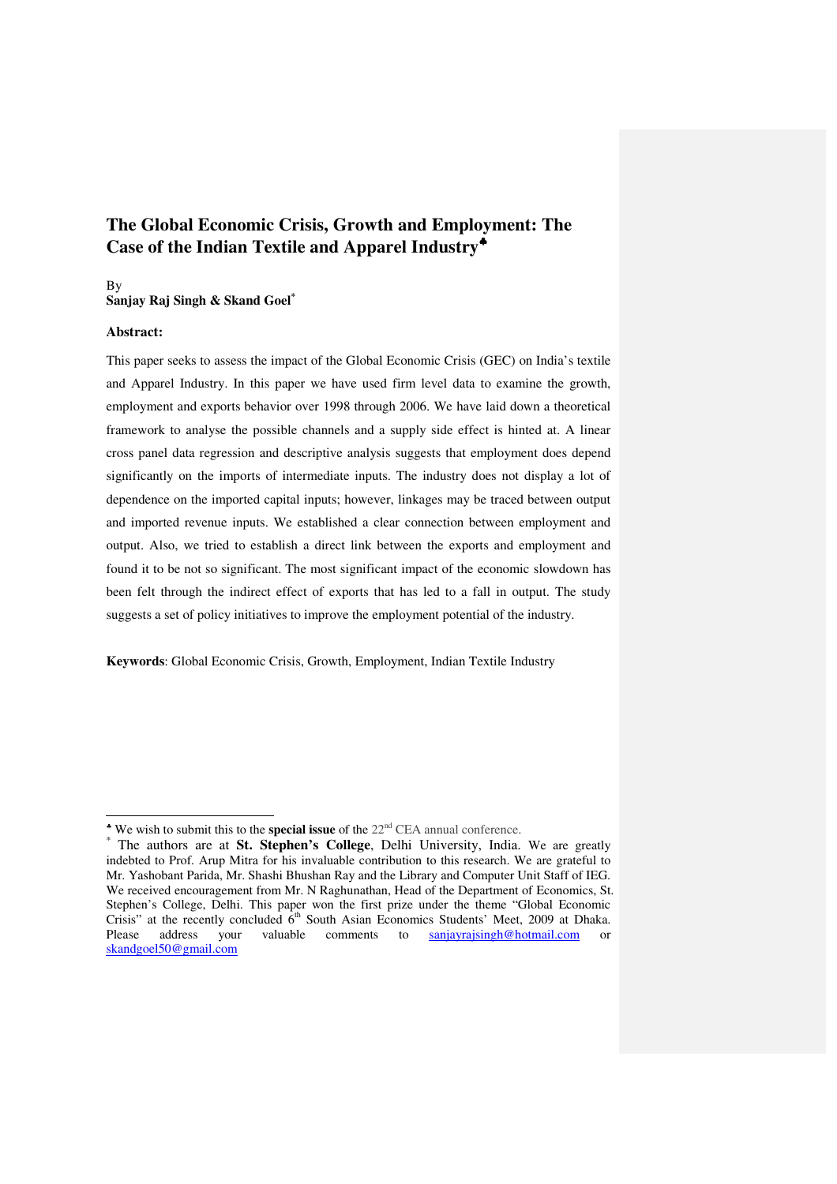# The Global Economic Crisis, Growth and Employment: The Case of the Indian Textile and Apparel Industry[♣]

By
**Sanjay Raj Singh & Skand Goel**[*]

**Abstract:**

This paper seeks to assess the impact of the Global Economic Crisis (GEC) on India's textile and Apparel Industry. In this paper we have used firm level data to examine the growth, employment and exports behavior over 1998 through 2006. We have laid down a theoretical framework to analyse the possible channels and a supply side effect is hinted at. A linear cross panel data regression and descriptive analysis suggests that employment does depend significantly on the imports of intermediate inputs. The industry does not display a lot of dependence on the imported capital inputs; however, linkages may be traced between output and imported revenue inputs. We established a clear connection between employment and output. Also, we tried to establish a direct link between the exports and employment and found it to be not so significant. The most significant impact of the economic slowdown has been felt through the indirect effect of exports that has led to a fall in output. The study suggests a set of policy initiatives to improve the employment potential of the industry.

**Keywords**: Global Economic Crisis, Growth, Employment, Indian Textile Industry

---

[♣] We wish to submit this to the **special issue** of the 22nd CEA annual conference.

[*] The authors are at **St. Stephen's College**, Delhi University, India. We are greatly indebted to Prof. Arup Mitra for his invaluable contribution to this research. We are grateful to Mr. Yashobant Parida, Mr. Shashi Bhushan Ray and the Library and Computer Unit Staff of IEG. We received encouragement from Mr. N Raghunathan, Head of the Department of Economics, St. Stephen's College, Delhi. This paper won the first prize under the theme "Global Economic Crisis" at the recently concluded 6th South Asian Economics Students' Meet, 2009 at Dhaka. Please address your valuable comments to sanjayrajsingh@hotmail.com or skandgoel50@gmail.com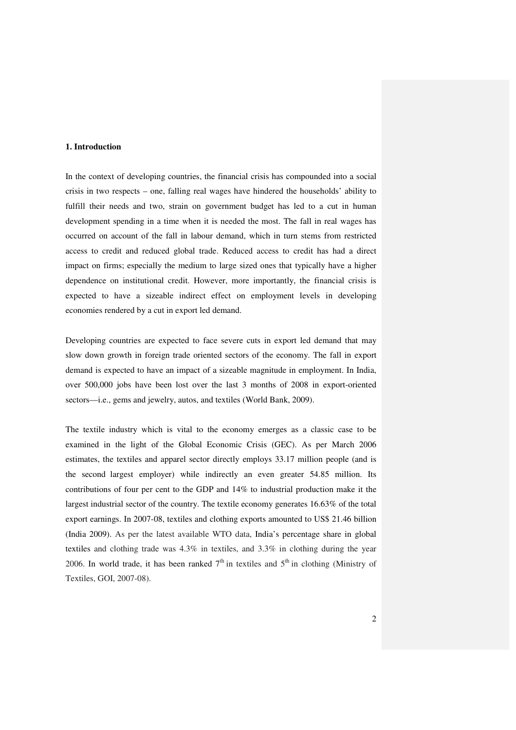## 1. Introduction

In the context of developing countries, the financial crisis has compounded into a social crisis in two respects – one, falling real wages have hindered the households' ability to fulfill their needs and two, strain on government budget has led to a cut in human development spending in a time when it is needed the most. The fall in real wages has occurred on account of the fall in labour demand, which in turn stems from restricted access to credit and reduced global trade. Reduced access to credit has had a direct impact on firms; especially the medium to large sized ones that typically have a higher dependence on institutional credit. However, more importantly, the financial crisis is expected to have a sizeable indirect effect on employment levels in developing economies rendered by a cut in export led demand.

Developing countries are expected to face severe cuts in export led demand that may slow down growth in foreign trade oriented sectors of the economy. The fall in export demand is expected to have an impact of a sizeable magnitude in employment. In India, over 500,000 jobs have been lost over the last 3 months of 2008 in export-oriented sectors—i.e., gems and jewelry, autos, and textiles (World Bank, 2009).

The textile industry which is vital to the economy emerges as a classic case to be examined in the light of the Global Economic Crisis (GEC). As per March 2006 estimates, the textiles and apparel sector directly employs 33.17 million people (and is the second largest employer) while indirectly an even greater 54.85 million. Its contributions of four per cent to the GDP and 14% to industrial production make it the largest industrial sector of the country. The textile economy generates 16.63% of the total export earnings. In 2007-08, textiles and clothing exports amounted to US$ 21.46 billion (India 2009). As per the latest available WTO data, India's percentage share in global textiles and clothing trade was 4.3% in textiles, and 3.3% in clothing during the year 2006. In world trade, it has been ranked 7th in textiles and 5th in clothing (Ministry of Textiles, GOI, 2007-08).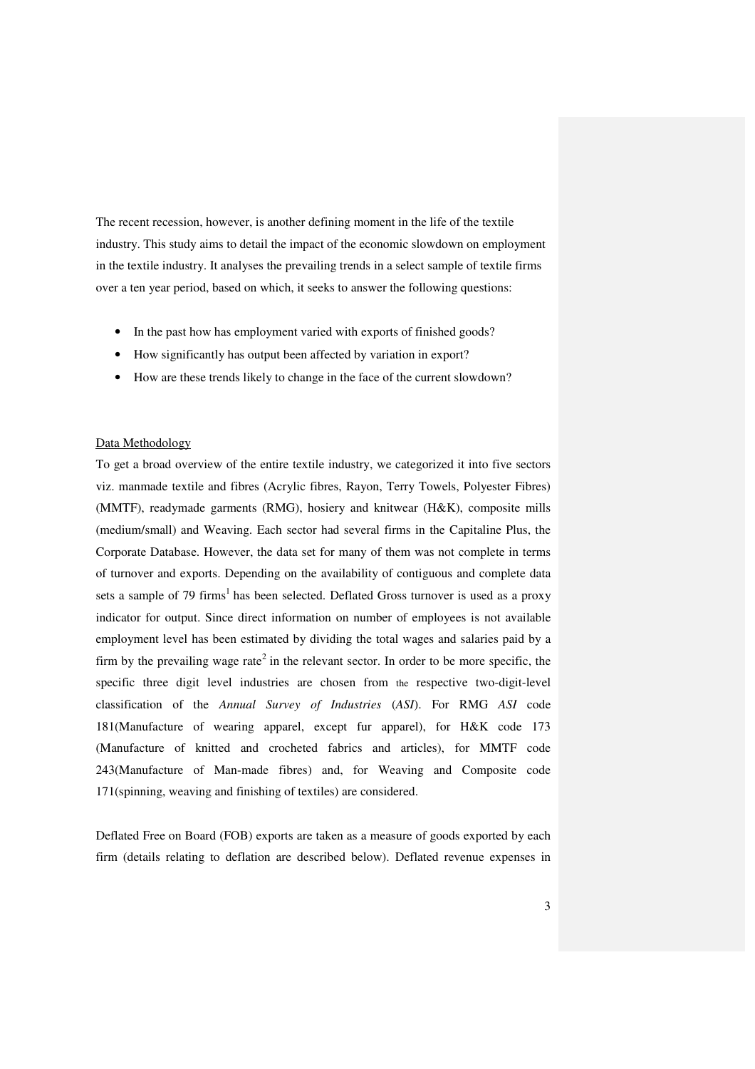The recent recession, however, is another defining moment in the life of the textile industry. This study aims to detail the impact of the economic slowdown on employment in the textile industry. It analyses the prevailing trends in a select sample of textile firms over a ten year period, based on which, it seeks to answer the following questions:

- In the past how has employment varied with exports of finished goods?
- How significantly has output been affected by variation in export?
- How are these trends likely to change in the face of the current slowdown?

Data Methodology

To get a broad overview of the entire textile industry, we categorized it into five sectors viz. manmade textile and fibres (Acrylic fibres, Rayon, Terry Towels, Polyester Fibres) (MMTF), readymade garments (RMG), hosiery and knitwear (H&K), composite mills (medium/small) and Weaving. Each sector had several firms in the Capitaline Plus, the Corporate Database. However, the data set for many of them was not complete in terms of turnover and exports. Depending on the availability of contiguous and complete data sets a sample of 79 firms[1] has been selected. Deflated Gross turnover is used as a proxy indicator for output. Since direct information on number of employees is not available employment level has been estimated by dividing the total wages and salaries paid by a firm by the prevailing wage rate[2] in the relevant sector. In order to be more specific, the specific three digit level industries are chosen from the respective two-digit-level classification of the *Annual Survey of Industries* (*ASI*). For RMG *ASI* code 181(Manufacture of wearing apparel, except fur apparel), for H&K code 173 (Manufacture of knitted and crocheted fabrics and articles), for MMTF code 243(Manufacture of Man-made fibres) and, for Weaving and Composite code 171(spinning, weaving and finishing of textiles) are considered.

Deflated Free on Board (FOB) exports are taken as a measure of goods exported by each firm (details relating to deflation are described below). Deflated revenue expenses in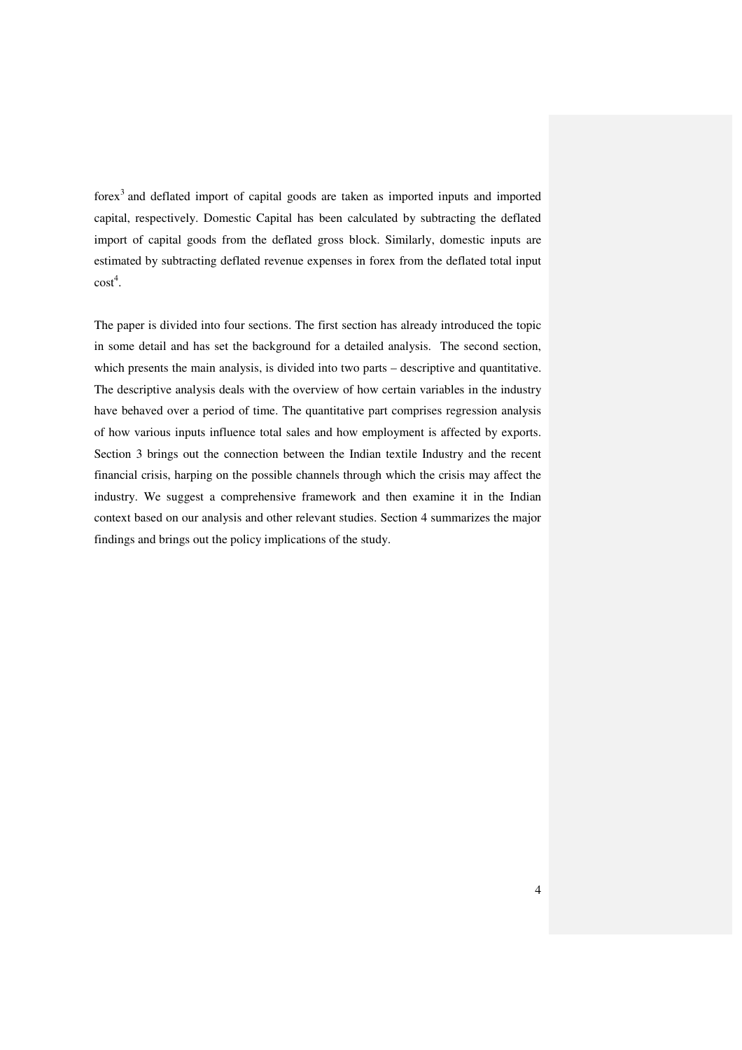forex[3] and deflated import of capital goods are taken as imported inputs and imported capital, respectively. Domestic Capital has been calculated by subtracting the deflated import of capital goods from the deflated gross block. Similarly, domestic inputs are estimated by subtracting deflated revenue expenses in forex from the deflated total input cost[4].

The paper is divided into four sections. The first section has already introduced the topic in some detail and has set the background for a detailed analysis. The second section, which presents the main analysis, is divided into two parts – descriptive and quantitative. The descriptive analysis deals with the overview of how certain variables in the industry have behaved over a period of time. The quantitative part comprises regression analysis of how various inputs influence total sales and how employment is affected by exports. Section 3 brings out the connection between the Indian textile Industry and the recent financial crisis, harping on the possible channels through which the crisis may affect the industry. We suggest a comprehensive framework and then examine it in the Indian context based on our analysis and other relevant studies. Section 4 summarizes the major findings and brings out the policy implications of the study.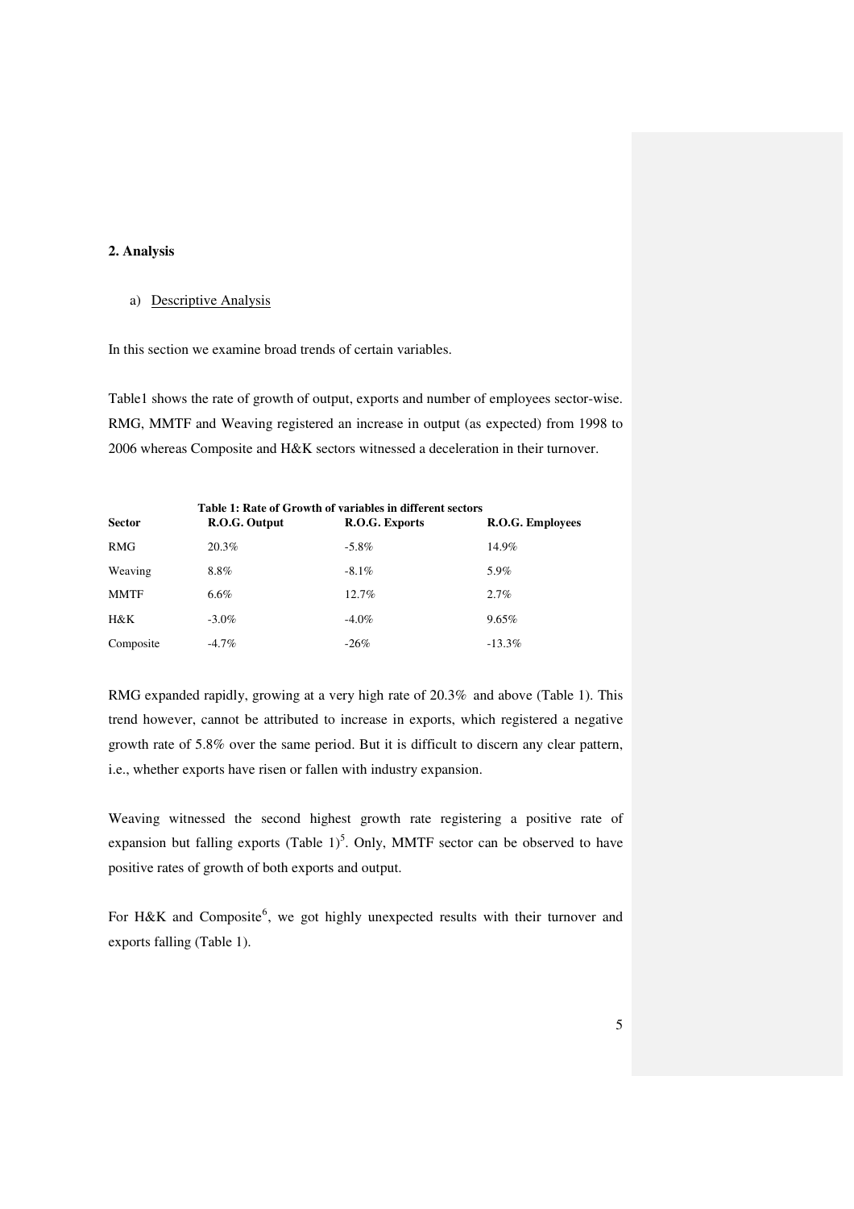## 2. Analysis

a) Descriptive Analysis

In this section we examine broad trends of certain variables.

Table1 shows the rate of growth of output, exports and number of employees sector-wise. RMG, MMTF and Weaving registered an increase in output (as expected) from 1998 to 2006 whereas Composite and H&K sectors witnessed a deceleration in their turnover.

**Table 1: Rate of Growth of variables in different sectors**

| Sector | R.O.G. Output | R.O.G. Exports | R.O.G. Employees |
|---|---|---|---|
| RMG | 20.3% | -5.8% | 14.9% |
| Weaving | 8.8% | -8.1% | 5.9% |
| MMTF | 6.6% | 12.7% | 2.7% |
| H&K | -3.0% | -4.0% | 9.65% |
| Composite | -4.7% | -26% | -13.3% |

RMG expanded rapidly, growing at a very high rate of 20.3% and above (Table 1). This trend however, cannot be attributed to increase in exports, which registered a negative growth rate of 5.8% over the same period. But it is difficult to discern any clear pattern, i.e., whether exports have risen or fallen with industry expansion.

Weaving witnessed the second highest growth rate registering a positive rate of expansion but falling exports (Table 1)[5]. Only, MMTF sector can be observed to have positive rates of growth of both exports and output.

For H&K and Composite[6], we got highly unexpected results with their turnover and exports falling (Table 1).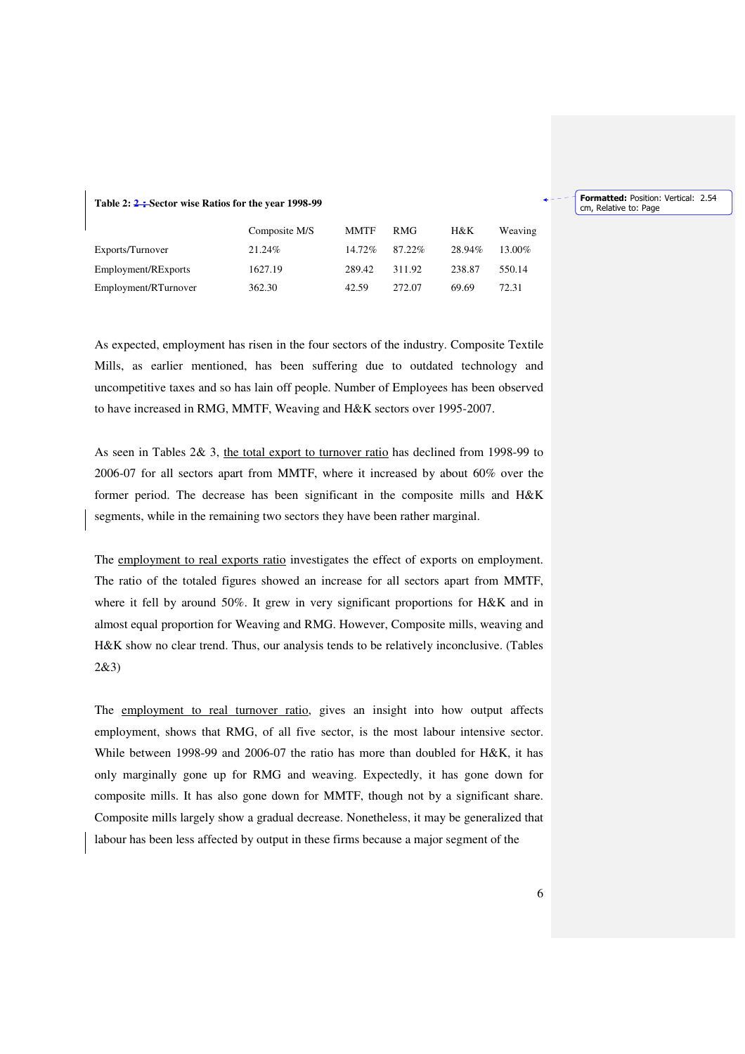**Table 2: 2 : Sector wise Ratios for the year 1998-99**

| | Composite M/S | MMTF | RMG | H&K | Weaving |
|---|---|---|---|---|---|
| Exports/Turnover | 21.24% | 14.72% | 87.22% | 28.94% | 13.00% |
| Employment/RExports | 1627.19 | 289.42 | 311.92 | 238.87 | 550.14 |
| Employment/RTurnover | 362.30 | 42.59 | 272.07 | 69.69 | 72.31 |

As expected, employment has risen in the four sectors of the industry. Composite Textile Mills, as earlier mentioned, has been suffering due to outdated technology and uncompetitive taxes and so has lain off people. Number of Employees has been observed to have increased in RMG, MMTF, Weaving and H&K sectors over 1995-2007.

As seen in Tables 2& 3, the total export to turnover ratio has declined from 1998-99 to 2006-07 for all sectors apart from MMTF, where it increased by about 60% over the former period. The decrease has been significant in the composite mills and H&K segments, while in the remaining two sectors they have been rather marginal.

The employment to real exports ratio investigates the effect of exports on employment. The ratio of the totaled figures showed an increase for all sectors apart from MMTF, where it fell by around 50%. It grew in very significant proportions for H&K and in almost equal proportion for Weaving and RMG. However, Composite mills, weaving and H&K show no clear trend. Thus, our analysis tends to be relatively inconclusive. (Tables 2&3)

The employment to real turnover ratio, gives an insight into how output affects employment, shows that RMG, of all five sector, is the most labour intensive sector. While between 1998-99 and 2006-07 the ratio has more than doubled for H&K, it has only marginally gone up for RMG and weaving. Expectedly, it has gone down for composite mills. It has also gone down for MMTF, though not by a significant share. Composite mills largely show a gradual decrease. Nonetheless, it may be generalized that labour has been less affected by output in these firms because a major segment of the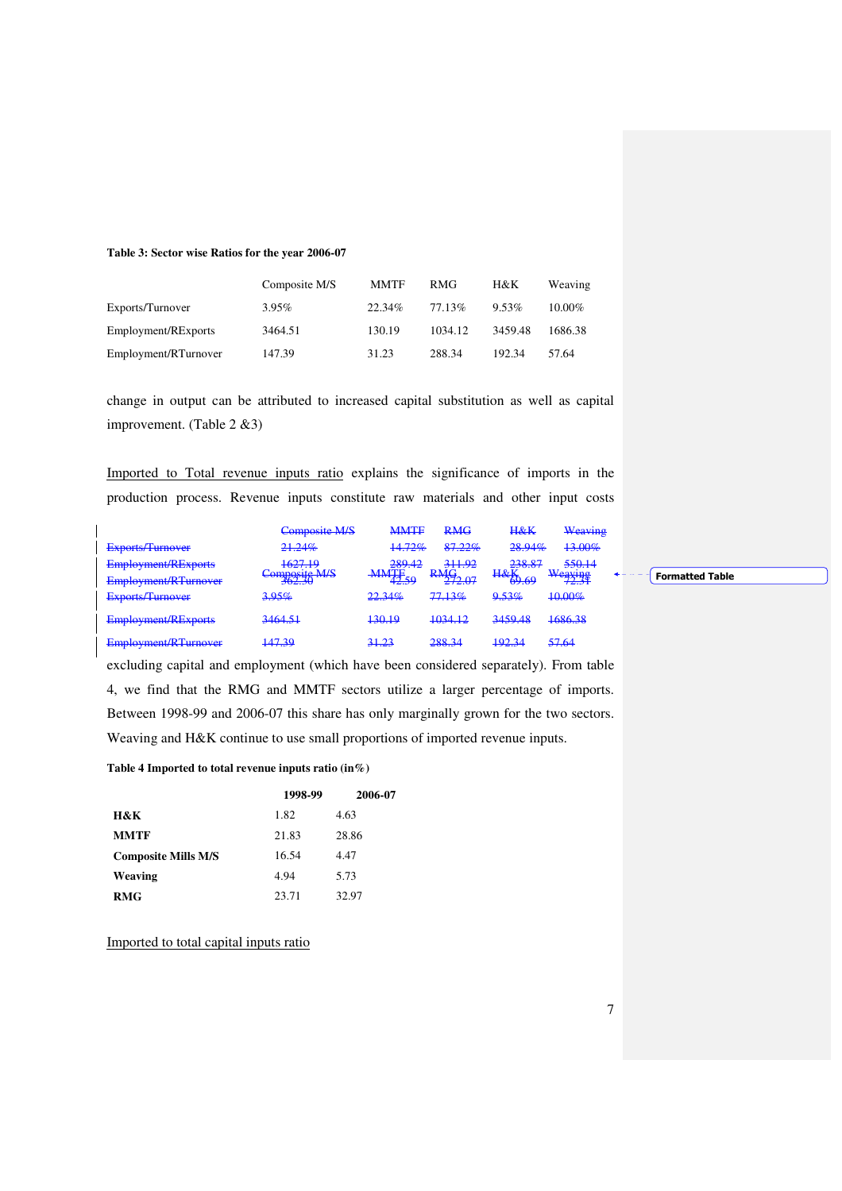**Table 3: Sector wise Ratios for the year 2006-07**

| | Composite M/S | MMTF | RMG | H&K | Weaving |
|---|---|---|---|---|---|
| Exports/Turnover | 3.95% | 22.34% | 77.13% | 9.53% | 10.00% |
| Employment/RExports | 3464.51 | 130.19 | 1034.12 | 3459.48 | 1686.38 |
| Employment/RTurnover | 147.39 | 31.23 | 288.34 | 192.34 | 57.64 |

change in output can be attributed to increased capital substitution as well as capital improvement. (Table 2 &3)

Imported to Total revenue inputs ratio explains the significance of imports in the production process. Revenue inputs constitute raw materials and other input costs excluding capital and employment (which have been considered separately). From table 4, we find that the RMG and MMTF sectors utilize a larger percentage of imports. Between 1998-99 and 2006-07 this share has only marginally grown for the two sectors. Weaving and H&K continue to use small proportions of imported revenue inputs.

**Table 4 Imported to total revenue inputs ratio (in%)**

| | 1998-99 | 2006-07 |
|---|---|---|
| **H&K** | 1.82 | 4.63 |
| **MMTF** | 21.83 | 28.86 |
| **Composite Mills M/S** | 16.54 | 4.47 |
| **Weaving** | 4.94 | 5.73 |
| **RMG** | 23.71 | 32.97 |

Imported to total capital inputs ratio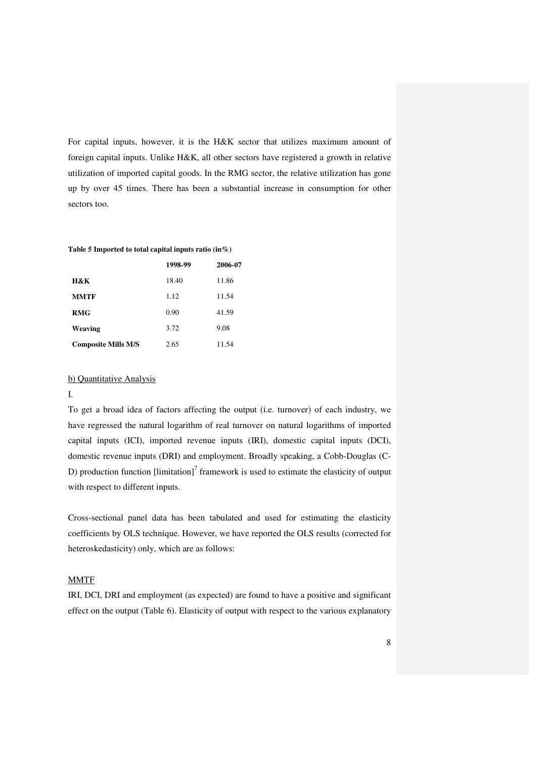For capital inputs, however, it is the H&K sector that utilizes maximum amount of foreign capital inputs. Unlike H&K, all other sectors have registered a growth in relative utilization of imported capital goods. In the RMG sector, the relative utilization has gone up by over 45 times. There has been a substantial increase in consumption for other sectors too.

**Table 5 Imported to total capital inputs ratio (in%)**

| | 1998-99 | 2006-07 |
|---|---|---|
| **H&K** | 18.40 | 11.86 |
| **MMTF** | 1.12 | 11.54 |
| **RMG** | 0.90 | 41.59 |
| **Weaving** | 3.72 | 9.08 |
| **Composite Mills M/S** | 2.65 | 11.54 |

b) Quantitative Analysis

I.

To get a broad idea of factors affecting the output (i.e. turnover) of each industry, we have regressed the natural logarithm of real turnover on natural logarithms of imported capital inputs (ICI), imported revenue inputs (IRI), domestic capital inputs (DCI), domestic revenue inputs (DRI) and employment. Broadly speaking, a Cobb-Douglas (C-D) production function [limitation][7] framework is used to estimate the elasticity of output with respect to different inputs.

Cross-sectional panel data has been tabulated and used for estimating the elasticity coefficients by OLS technique. However, we have reported the OLS results (corrected for heteroskedasticity) only, which are as follows:

MMTF

IRI, DCI, DRI and employment (as expected) are found to have a positive and significant effect on the output (Table 6). Elasticity of output with respect to the various explanatory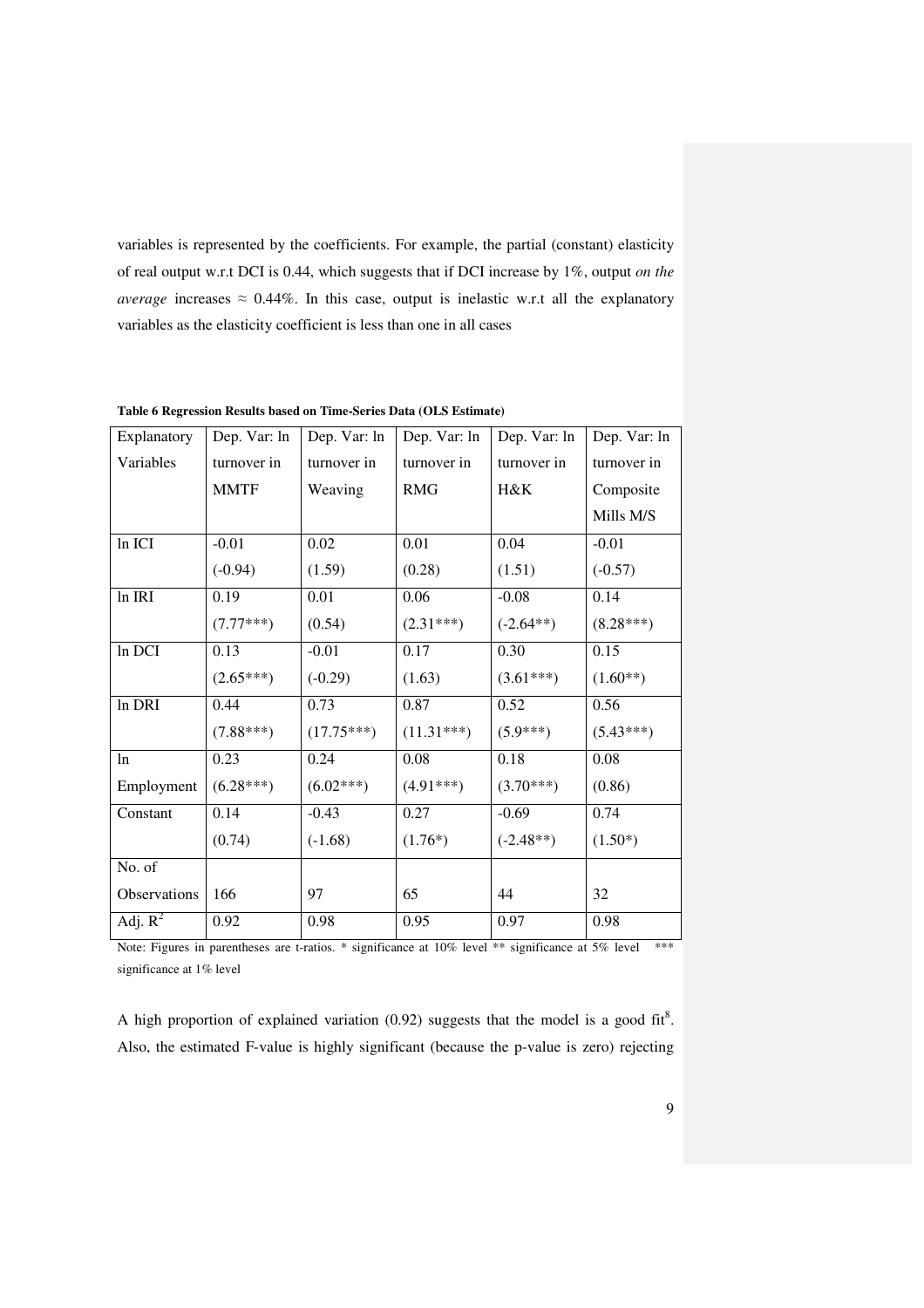variables is represented by the coefficients. For example, the partial (constant) elasticity of real output w.r.t DCI is 0.44, which suggests that if DCI increase by 1%, output *on the average* increases ≈ 0.44%. In this case, output is inelastic w.r.t all the explanatory variables as the elasticity coefficient is less than one in all cases

**Table 6 Regression Results based on Time-Series Data (OLS Estimate)**

| Explanatory Variables | Dep. Var: ln turnover in MMTF | Dep. Var: ln turnover in Weaving | Dep. Var: ln turnover in RMG | Dep. Var: ln turnover in H&K | Dep. Var: ln turnover in Composite Mills M/S |
|---|---|---|---|---|---|
| ln ICI | -0.01 (-0.94) | 0.02 (1.59) | 0.01 (0.28) | 0.04 (1.51) | -0.01 (-0.57) |
| ln IRI | 0.19 (7.77***) | 0.01 (0.54) | 0.06 (2.31***) | -0.08 (-2.64**) | 0.14 (8.28***) |
| ln DCI | 0.13 (2.65***) | -0.01 (-0.29) | 0.17 (1.63) | 0.30 (3.61***) | 0.15 (1.60**) |
| ln DRI | 0.44 (7.88***) | 0.73 (17.75***) | 0.87 (11.31***) | 0.52 (5.9***) | 0.56 (5.43***) |
| ln Employment | 0.23 (6.28***) | 0.24 (6.02***) | 0.08 (4.91***) | 0.18 (3.70***) | 0.08 (0.86) |
| Constant | 0.14 (0.74) | -0.43 (-1.68) | 0.27 (1.76*) | -0.69 (-2.48**) | 0.74 (1.50*) |
| No. of Observations | 166 | 97 | 65 | 44 | 32 |
| Adj. $R^2$ | 0.92 | 0.98 | 0.95 | 0.97 | 0.98 |

Note: Figures in parentheses are t-ratios. * significance at 10% level ** significance at 5% level *** significance at 1% level

A high proportion of explained variation (0.92) suggests that the model is a good fit[8]. Also, the estimated F-value is highly significant (because the p-value is zero) rejecting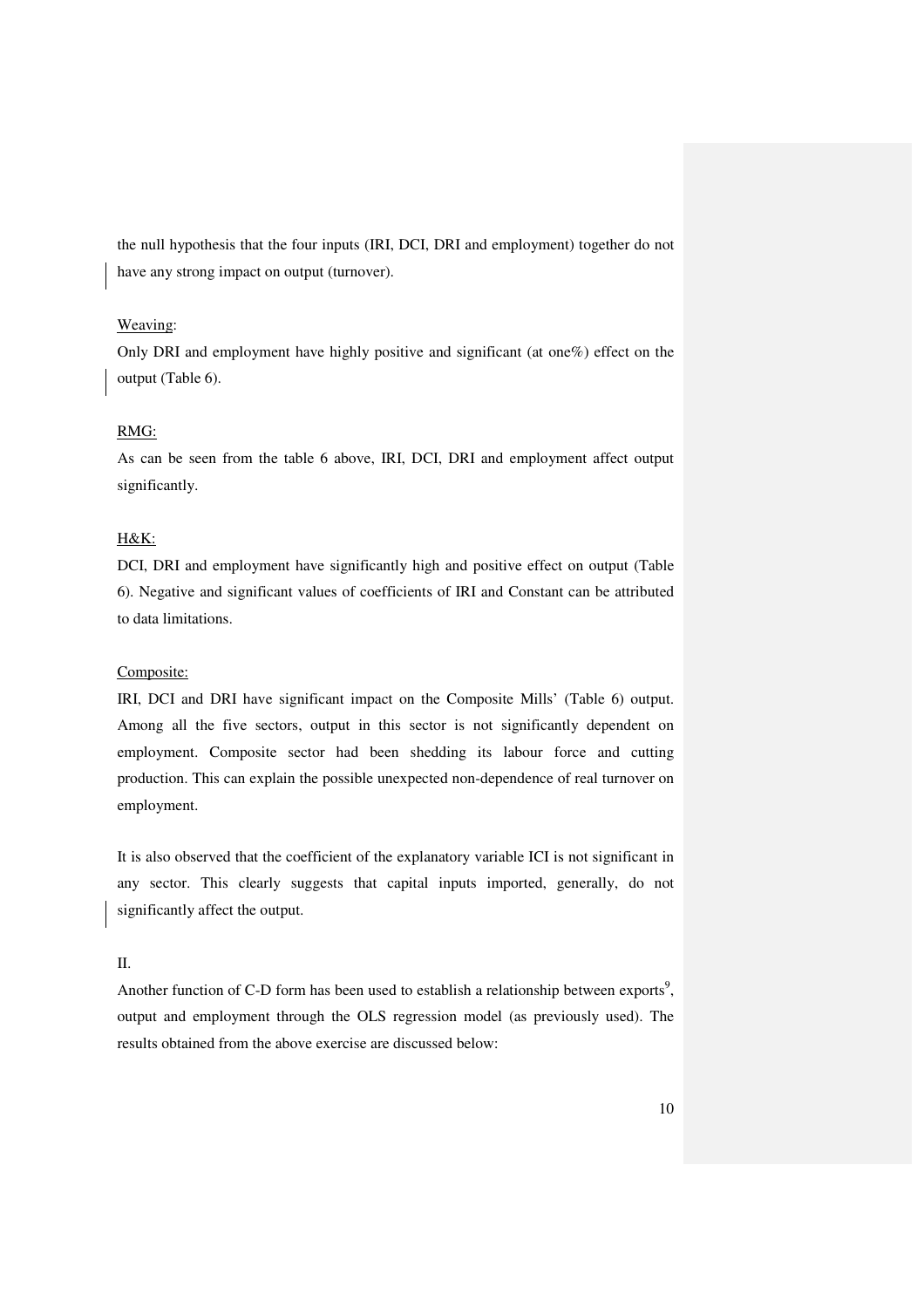the null hypothesis that the four inputs (IRI, DCI, DRI and employment) together do not have any strong impact on output (turnover).

<u>Weaving</u>:

Only DRI and employment have highly positive and significant (at one%) effect on the output (Table 6).

<u>RMG:</u>

As can be seen from the table 6 above, IRI, DCI, DRI and employment affect output significantly.

<u>H&K:</u>

DCI, DRI and employment have significantly high and positive effect on output (Table 6). Negative and significant values of coefficients of IRI and Constant can be attributed to data limitations.

<u>Composite:</u>

IRI, DCI and DRI have significant impact on the Composite Mills' (Table 6) output. Among all the five sectors, output in this sector is not significantly dependent on employment. Composite sector had been shedding its labour force and cutting production. This can explain the possible unexpected non-dependence of real turnover on employment.

It is also observed that the coefficient of the explanatory variable ICI is not significant in any sector. This clearly suggests that capital inputs imported, generally, do not significantly affect the output.

II.

Another function of C-D form has been used to establish a relationship between exports[9], output and employment through the OLS regression model (as previously used). The results obtained from the above exercise are discussed below: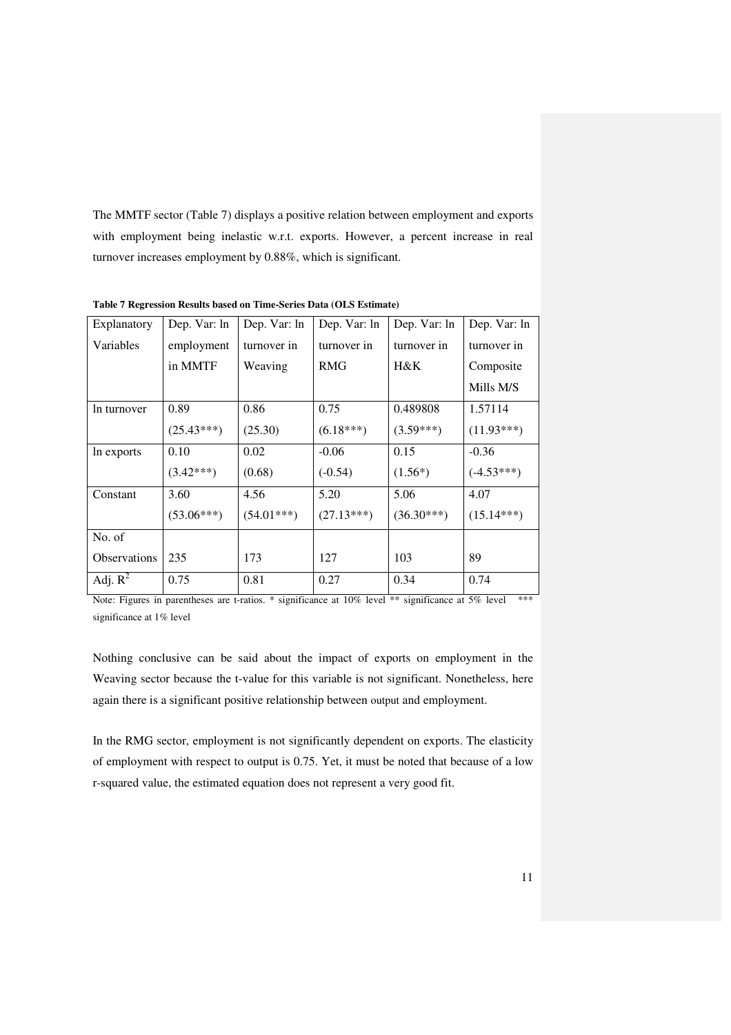The MMTF sector (Table 7) displays a positive relation between employment and exports with employment being inelastic w.r.t. exports. However, a percent increase in real turnover increases employment by 0.88%, which is significant.

**Table 7 Regression Results based on Time-Series Data (OLS Estimate)**

| Explanatory Variables | Dep. Var: ln employment in MMTF | Dep. Var: ln turnover in Weaving | Dep. Var: ln turnover in RMG | Dep. Var: ln turnover in H&K | Dep. Var: ln turnover in Composite Mills M/S |
|---|---|---|---|---|---|
| ln turnover | 0.89 (25.43***) | 0.86 (25.30) | 0.75 (6.18***) | 0.489808 (3.59***) | 1.57114 (11.93***) |
| ln exports | 0.10 (3.42***) | 0.02 (0.68) | -0.06 (-0.54) | 0.15 (1.56*) | -0.36 (-4.53***) |
| Constant | 3.60 (53.06***) | 4.56 (54.01***) | 5.20 (27.13***) | 5.06 (36.30***) | 4.07 (15.14***) |
| No. of Observations | 235 | 173 | 127 | 103 | 89 |
| Adj. $R^2$ | 0.75 | 0.81 | 0.27 | 0.34 | 0.74 |

Note: Figures in parentheses are t-ratios. * significance at 10% level ** significance at 5% level *** significance at 1% level

Nothing conclusive can be said about the impact of exports on employment in the Weaving sector because the t-value for this variable is not significant. Nonetheless, here again there is a significant positive relationship between output and employment.

In the RMG sector, employment is not significantly dependent on exports. The elasticity of employment with respect to output is 0.75. Yet, it must be noted that because of a low r-squared value, the estimated equation does not represent a very good fit.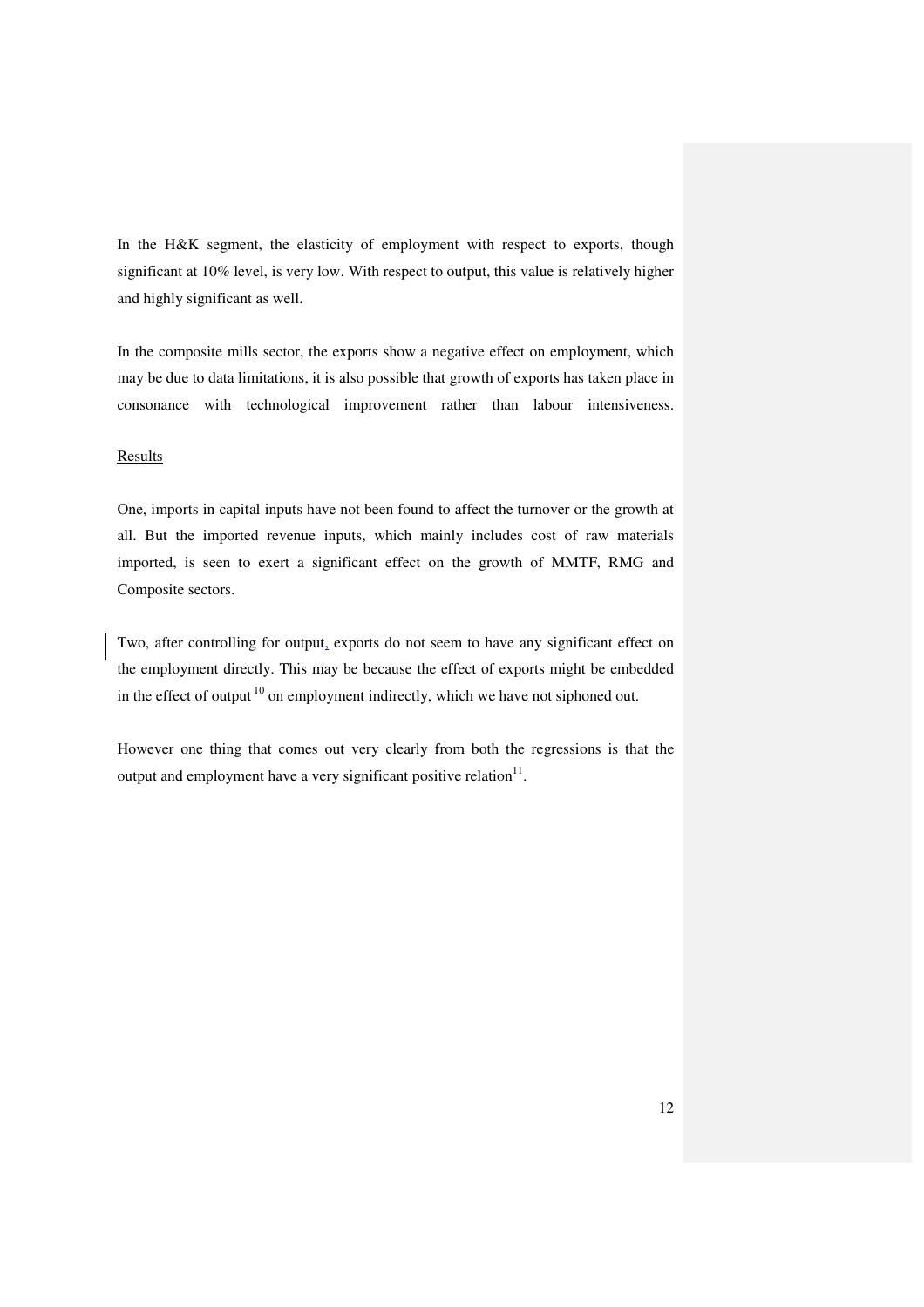In the H&K segment, the elasticity of employment with respect to exports, though significant at 10% level, is very low. With respect to output, this value is relatively higher and highly significant as well.

In the composite mills sector, the exports show a negative effect on employment, which may be due to data limitations, it is also possible that growth of exports has taken place in consonance with technological improvement rather than labour intensiveness.

Results

One, imports in capital inputs have not been found to affect the turnover or the growth at all. But the imported revenue inputs, which mainly includes cost of raw materials imported, is seen to exert a significant effect on the growth of MMTF, RMG and Composite sectors.

Two, after controlling for output, exports do not seem to have any significant effect on the employment directly. This may be because the effect of exports might be embedded in the effect of output [10] on employment indirectly, which we have not siphoned out.

However one thing that comes out very clearly from both the regressions is that the output and employment have a very significant positive relation[11].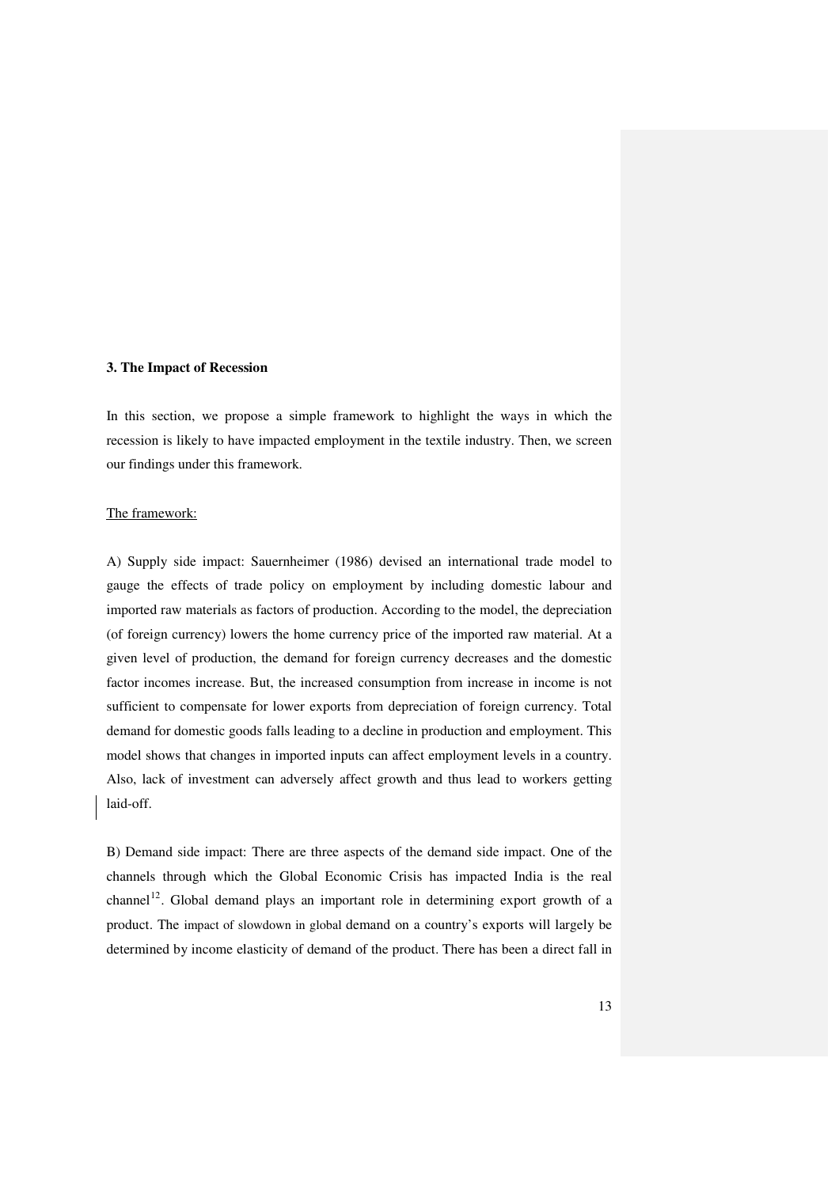## 3. The Impact of Recession

In this section, we propose a simple framework to highlight the ways in which the recession is likely to have impacted employment in the textile industry. Then, we screen our findings under this framework.

The framework:

A) Supply side impact: Sauernheimer (1986) devised an international trade model to gauge the effects of trade policy on employment by including domestic labour and imported raw materials as factors of production. According to the model, the depreciation (of foreign currency) lowers the home currency price of the imported raw material. At a given level of production, the demand for foreign currency decreases and the domestic factor incomes increase. But, the increased consumption from increase in income is not sufficient to compensate for lower exports from depreciation of foreign currency. Total demand for domestic goods falls leading to a decline in production and employment. This model shows that changes in imported inputs can affect employment levels in a country. Also, lack of investment can adversely affect growth and thus lead to workers getting laid-off.

B) Demand side impact: There are three aspects of the demand side impact. One of the channels through which the Global Economic Crisis has impacted India is the real channel[12]. Global demand plays an important role in determining export growth of a product. The impact of slowdown in global demand on a country's exports will largely be determined by income elasticity of demand of the product. There has been a direct fall in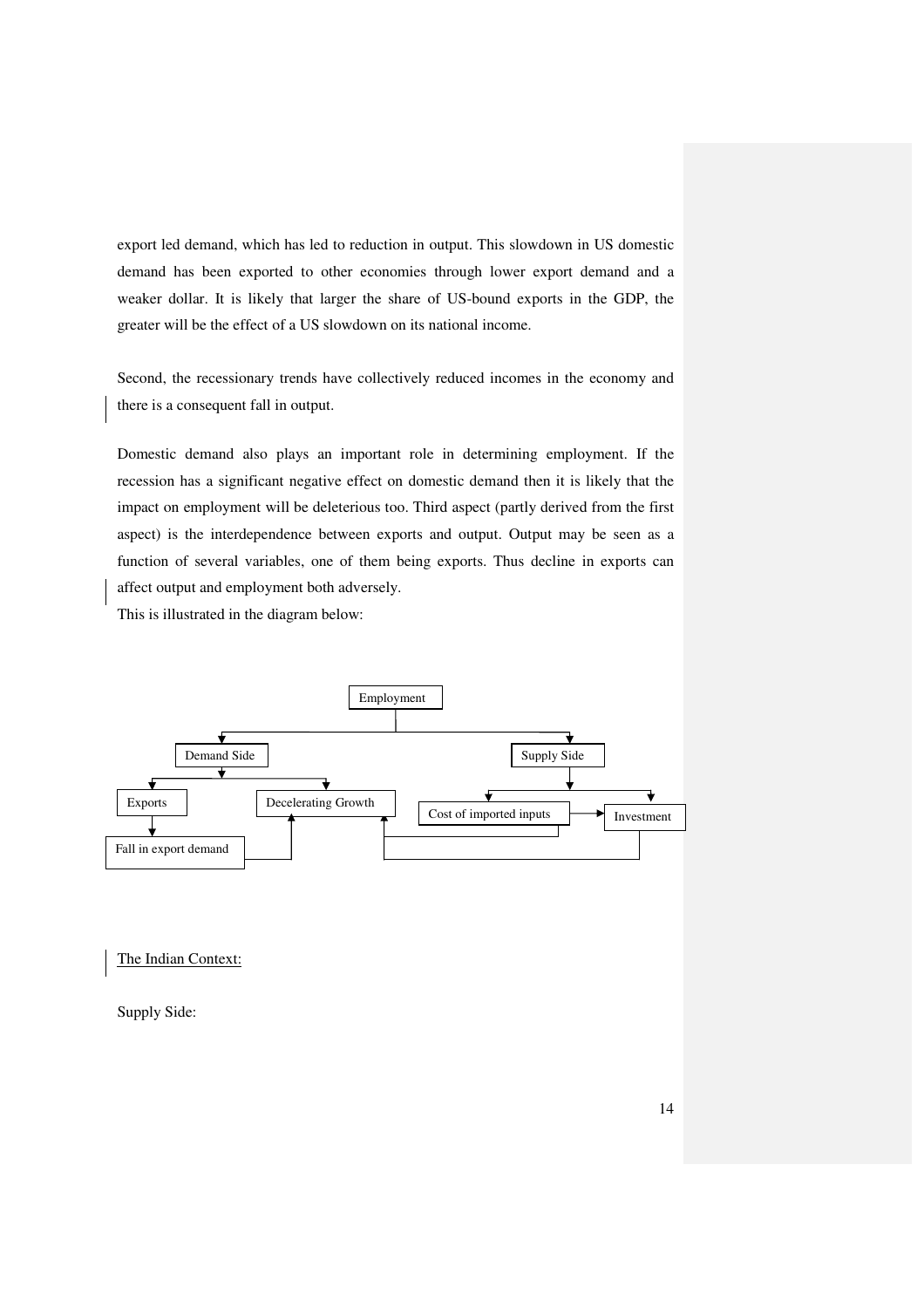export led demand, which has led to reduction in output. This slowdown in US domestic demand has been exported to other economies through lower export demand and a weaker dollar. It is likely that larger the share of US-bound exports in the GDP, the greater will be the effect of a US slowdown on its national income.

Second, the recessionary trends have collectively reduced incomes in the economy and there is a consequent fall in output.

Domestic demand also plays an important role in determining employment. If the recession has a significant negative effect on domestic demand then it is likely that the impact on employment will be deleterious too. Third aspect (partly derived from the first aspect) is the interdependence between exports and output. Output may be seen as a function of several variables, one of them being exports. Thus decline in exports can affect output and employment both adversely.

This is illustrated in the diagram below:

- Employment
  - Demand Side
    - Exports → Fall in export demand → Decelerating Growth
    - Decelerating Growth
  - Supply Side
    - Cost of imported inputs → Investment; Cost of imported inputs → Decelerating Growth
    - Investment → Decelerating Growth

The Indian Context:

Supply Side: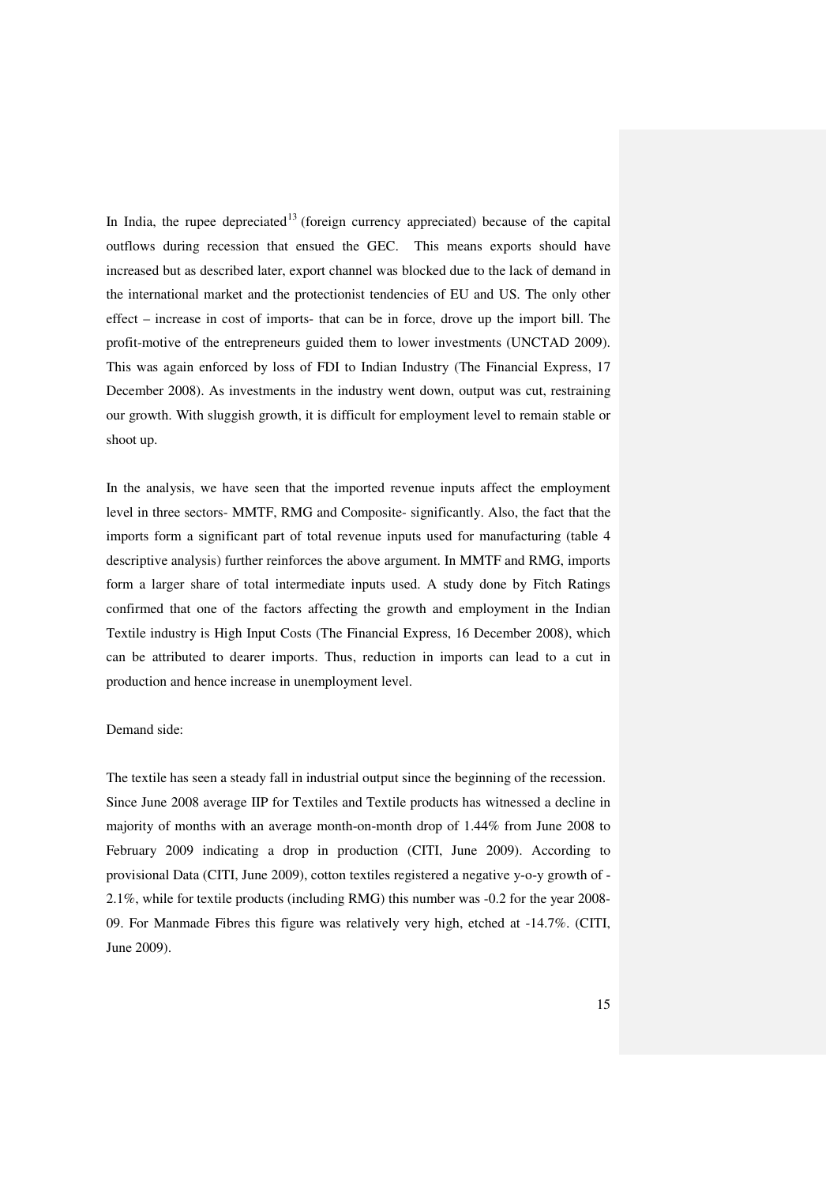In India, the rupee depreciated[13] (foreign currency appreciated) because of the capital outflows during recession that ensued the GEC.  This means exports should have increased but as described later, export channel was blocked due to the lack of demand in the international market and the protectionist tendencies of EU and US. The only other effect – increase in cost of imports- that can be in force, drove up the import bill. The profit-motive of the entrepreneurs guided them to lower investments (UNCTAD 2009). This was again enforced by loss of FDI to Indian Industry (The Financial Express, 17 December 2008). As investments in the industry went down, output was cut, restraining our growth. With sluggish growth, it is difficult for employment level to remain stable or shoot up.

In the analysis, we have seen that the imported revenue inputs affect the employment level in three sectors- MMTF, RMG and Composite- significantly. Also, the fact that the imports form a significant part of total revenue inputs used for manufacturing (table 4 descriptive analysis) further reinforces the above argument. In MMTF and RMG, imports form a larger share of total intermediate inputs used. A study done by Fitch Ratings confirmed that one of the factors affecting the growth and employment in the Indian Textile industry is High Input Costs (The Financial Express, 16 December 2008), which can be attributed to dearer imports. Thus, reduction in imports can lead to a cut in production and hence increase in unemployment level.

Demand side:

The textile has seen a steady fall in industrial output since the beginning of the recession. Since June 2008 average IIP for Textiles and Textile products has witnessed a decline in majority of months with an average month-on-month drop of 1.44% from June 2008 to February 2009 indicating a drop in production (CITI, June 2009). According to provisional Data (CITI, June 2009), cotton textiles registered a negative y-o-y growth of -2.1%, while for textile products (including RMG) this number was -0.2 for the year 2008-09. For Manmade Fibres this figure was relatively very high, etched at -14.7%. (CITI, June 2009).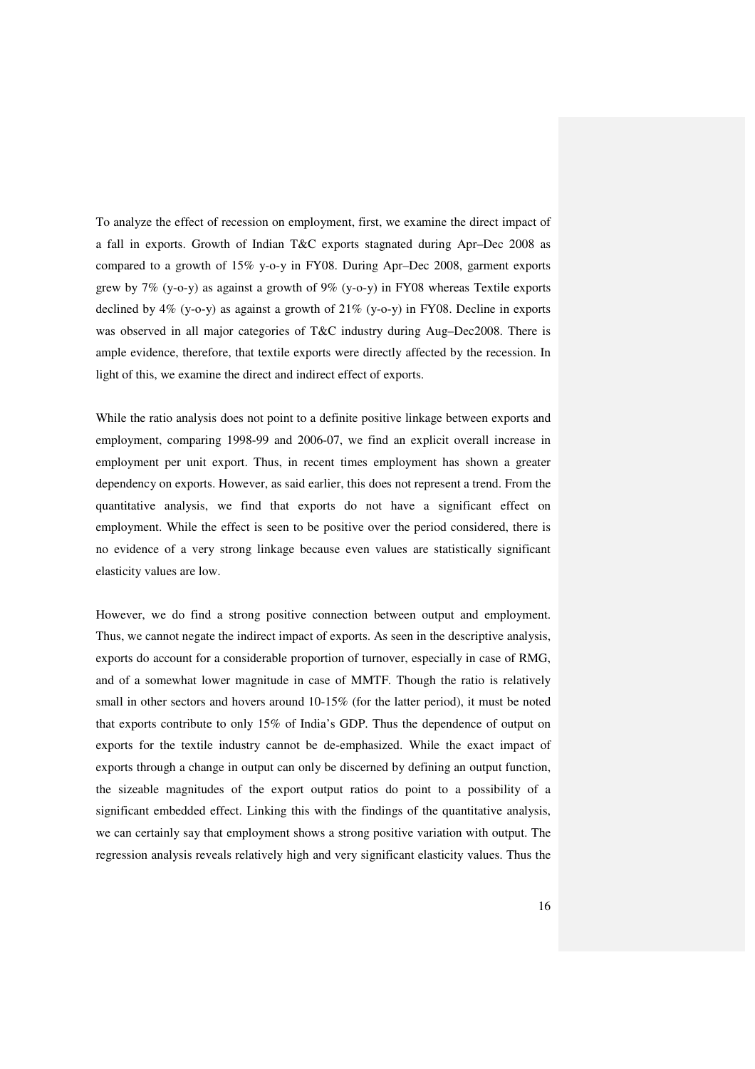To analyze the effect of recession on employment, first, we examine the direct impact of a fall in exports. Growth of Indian T&C exports stagnated during Apr–Dec 2008 as compared to a growth of 15% y-o-y in FY08. During Apr–Dec 2008, garment exports grew by 7% (y-o-y) as against a growth of 9% (y-o-y) in FY08 whereas Textile exports declined by 4% (y-o-y) as against a growth of 21% (y-o-y) in FY08. Decline in exports was observed in all major categories of T&C industry during Aug–Dec2008. There is ample evidence, therefore, that textile exports were directly affected by the recession. In light of this, we examine the direct and indirect effect of exports.

While the ratio analysis does not point to a definite positive linkage between exports and employment, comparing 1998-99 and 2006-07, we find an explicit overall increase in employment per unit export. Thus, in recent times employment has shown a greater dependency on exports. However, as said earlier, this does not represent a trend. From the quantitative analysis, we find that exports do not have a significant effect on employment. While the effect is seen to be positive over the period considered, there is no evidence of a very strong linkage because even values are statistically significant elasticity values are low.

However, we do find a strong positive connection between output and employment. Thus, we cannot negate the indirect impact of exports. As seen in the descriptive analysis, exports do account for a considerable proportion of turnover, especially in case of RMG, and of a somewhat lower magnitude in case of MMTF. Though the ratio is relatively small in other sectors and hovers around 10-15% (for the latter period), it must be noted that exports contribute to only 15% of India's GDP. Thus the dependence of output on exports for the textile industry cannot be de-emphasized. While the exact impact of exports through a change in output can only be discerned by defining an output function, the sizeable magnitudes of the export output ratios do point to a possibility of a significant embedded effect. Linking this with the findings of the quantitative analysis, we can certainly say that employment shows a strong positive variation with output. The regression analysis reveals relatively high and very significant elasticity values. Thus the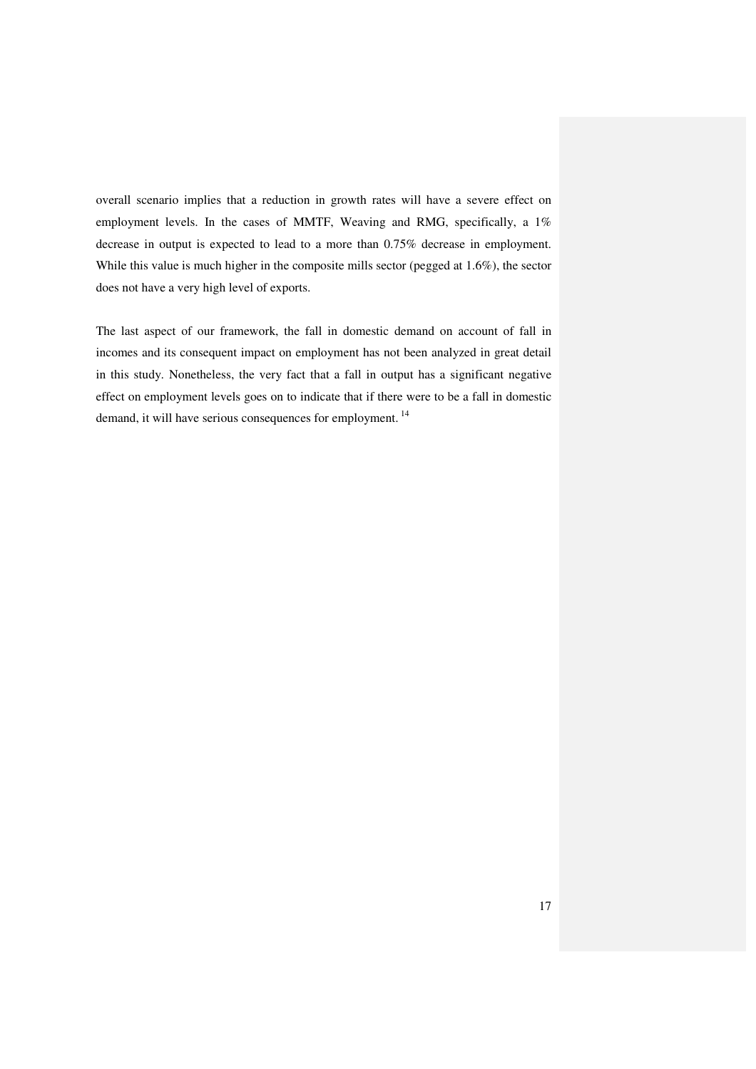overall scenario implies that a reduction in growth rates will have a severe effect on employment levels. In the cases of MMTF, Weaving and RMG, specifically, a 1% decrease in output is expected to lead to a more than 0.75% decrease in employment. While this value is much higher in the composite mills sector (pegged at 1.6%), the sector does not have a very high level of exports.

The last aspect of our framework, the fall in domestic demand on account of fall in incomes and its consequent impact on employment has not been analyzed in great detail in this study. Nonetheless, the very fact that a fall in output has a significant negative effect on employment levels goes on to indicate that if there were to be a fall in domestic demand, it will have serious consequences for employment. [14]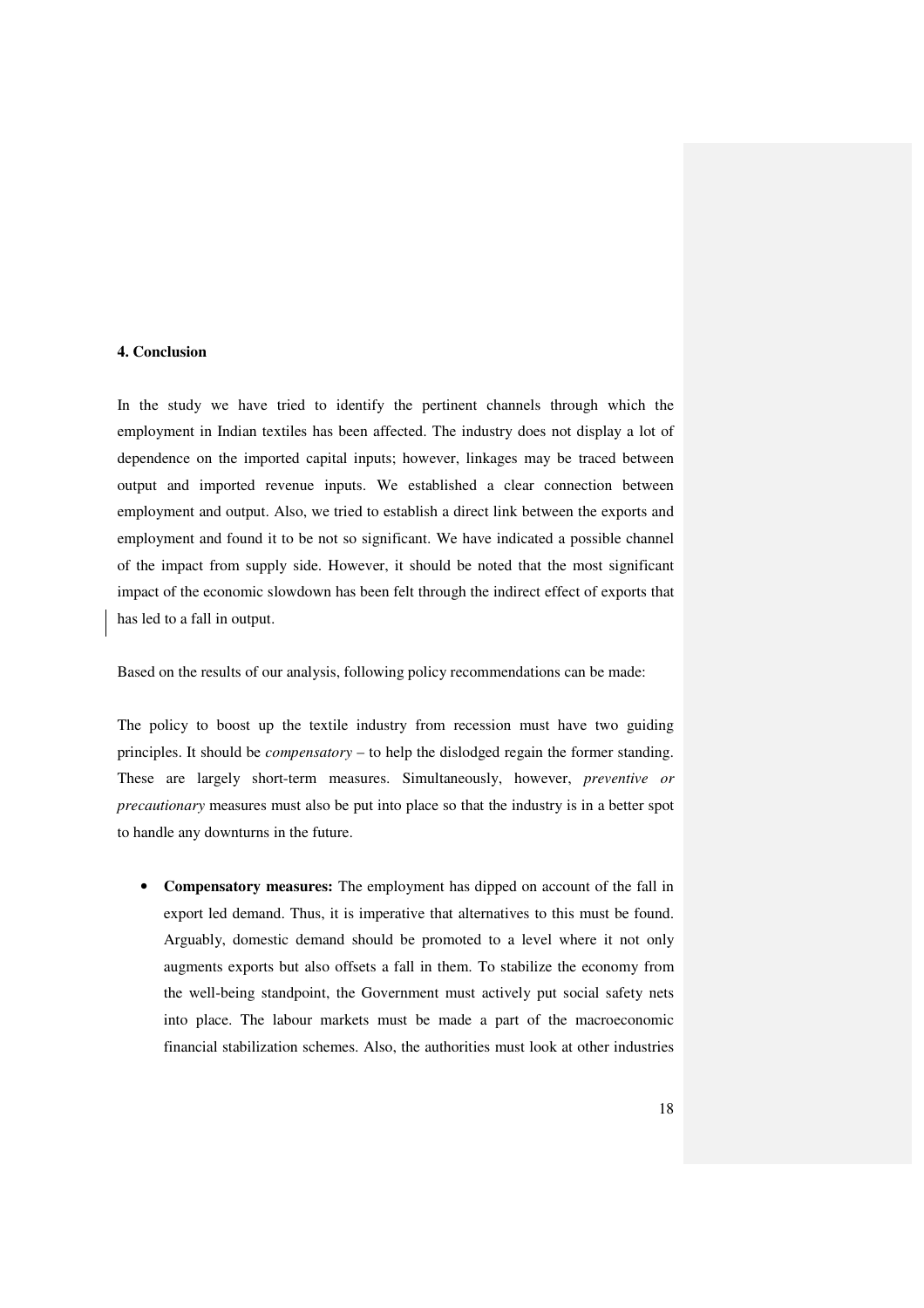## 4. Conclusion

In the study we have tried to identify the pertinent channels through which the employment in Indian textiles has been affected. The industry does not display a lot of dependence on the imported capital inputs; however, linkages may be traced between output and imported revenue inputs. We established a clear connection between employment and output. Also, we tried to establish a direct link between the exports and employment and found it to be not so significant. We have indicated a possible channel of the impact from supply side. However, it should be noted that the most significant impact of the economic slowdown has been felt through the indirect effect of exports that has led to a fall in output.

Based on the results of our analysis, following policy recommendations can be made:

The policy to boost up the textile industry from recession must have two guiding principles. It should be *compensatory* – to help the dislodged regain the former standing. These are largely short-term measures. Simultaneously, however, *preventive or precautionary* measures must also be put into place so that the industry is in a better spot to handle any downturns in the future.

- **Compensatory measures:** The employment has dipped on account of the fall in export led demand. Thus, it is imperative that alternatives to this must be found. Arguably, domestic demand should be promoted to a level where it not only augments exports but also offsets a fall in them. To stabilize the economy from the well-being standpoint, the Government must actively put social safety nets into place. The labour markets must be made a part of the macroeconomic financial stabilization schemes. Also, the authorities must look at other industries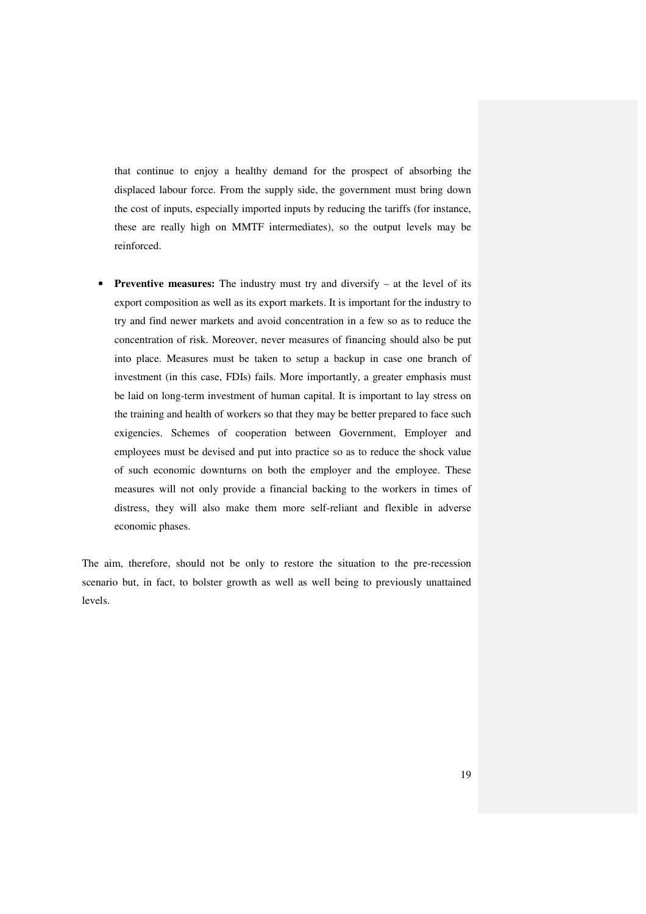that continue to enjoy a healthy demand for the prospect of absorbing the displaced labour force. From the supply side, the government must bring down the cost of inputs, especially imported inputs by reducing the tariffs (for instance, these are really high on MMTF intermediates), so the output levels may be reinforced.

- **Preventive measures:** The industry must try and diversify – at the level of its export composition as well as its export markets. It is important for the industry to try and find newer markets and avoid concentration in a few so as to reduce the concentration of risk. Moreover, never measures of financing should also be put into place. Measures must be taken to setup a backup in case one branch of investment (in this case, FDIs) fails. More importantly, a greater emphasis must be laid on long-term investment of human capital. It is important to lay stress on the training and health of workers so that they may be better prepared to face such exigencies. Schemes of cooperation between Government, Employer and employees must be devised and put into practice so as to reduce the shock value of such economic downturns on both the employer and the employee. These measures will not only provide a financial backing to the workers in times of distress, they will also make them more self-reliant and flexible in adverse economic phases.

The aim, therefore, should not be only to restore the situation to the pre-recession scenario but, in fact, to bolster growth as well as well being to previously unattained levels.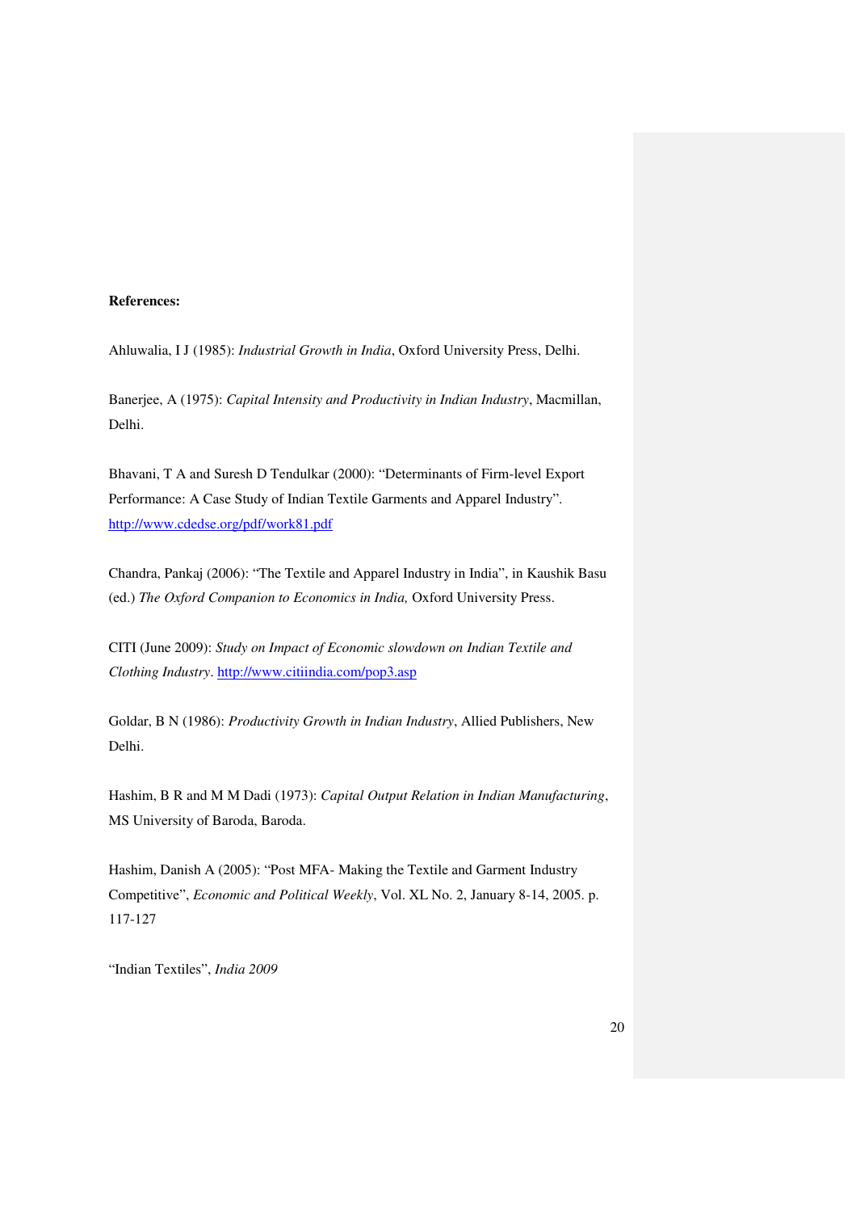**References:**

Ahluwalia, I J (1985): *Industrial Growth in India*, Oxford University Press, Delhi.

Banerjee, A (1975): *Capital Intensity and Productivity in Indian Industry*, Macmillan, Delhi.

Bhavani, T A and Suresh D Tendulkar (2000): "Determinants of Firm-level Export Performance: A Case Study of Indian Textile Garments and Apparel Industry". http://www.cdedse.org/pdf/work81.pdf

Chandra, Pankaj (2006): "The Textile and Apparel Industry in India", in Kaushik Basu (ed.) *The Oxford Companion to Economics in India,* Oxford University Press.

CITI (June 2009): *Study on Impact of Economic slowdown on Indian Textile and Clothing Industry*. http://www.citiindia.com/pop3.asp

Goldar, B N (1986): *Productivity Growth in Indian Industry*, Allied Publishers, New Delhi.

Hashim, B R and M M Dadi (1973): *Capital Output Relation in Indian Manufacturing*, MS University of Baroda, Baroda.

Hashim, Danish A (2005): "Post MFA- Making the Textile and Garment Industry Competitive", *Economic and Political Weekly*, Vol. XL No. 2, January 8-14, 2005. p. 117-127

"Indian Textiles", *India 2009*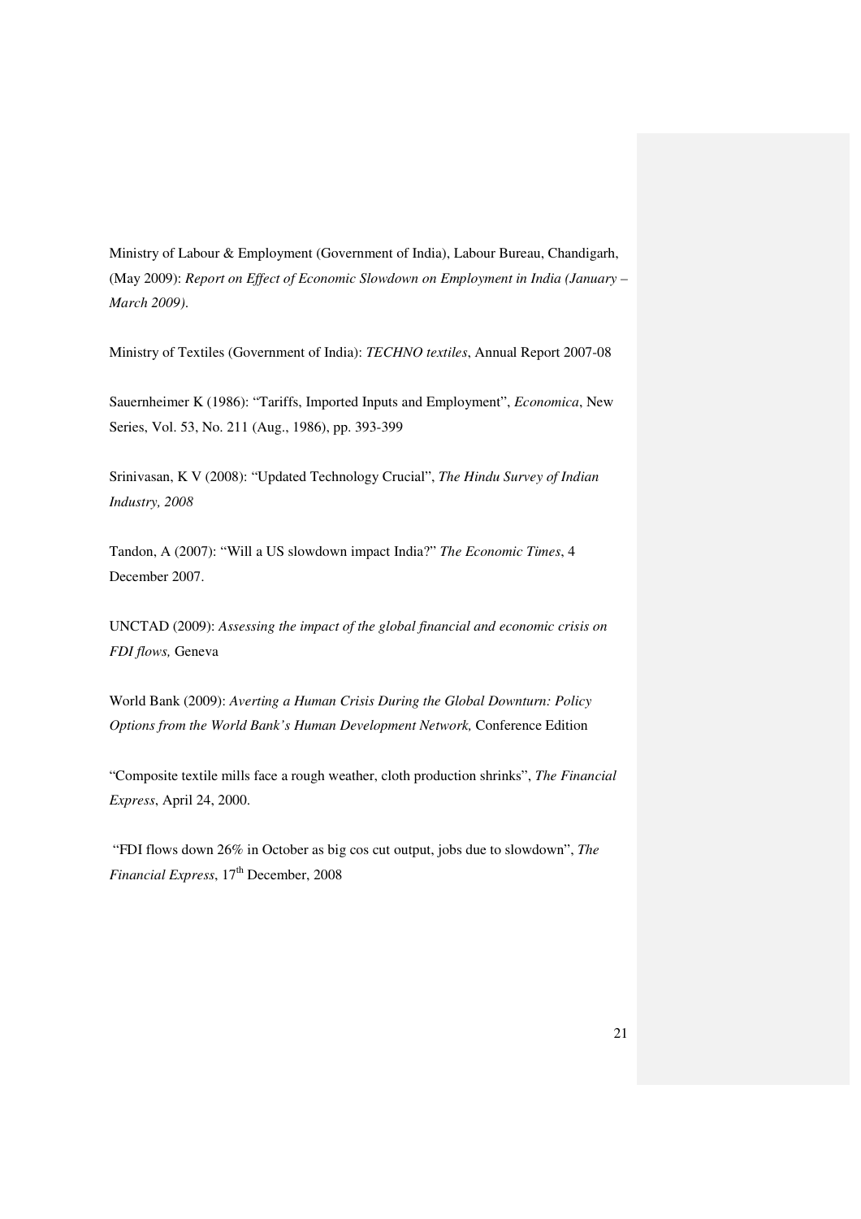Ministry of Labour & Employment (Government of India), Labour Bureau, Chandigarh, (May 2009): *Report on Effect of Economic Slowdown on Employment in India (January – March 2009).*

Ministry of Textiles (Government of India): *TECHNO textiles*, Annual Report 2007-08

Sauernheimer K (1986): "Tariffs, Imported Inputs and Employment", *Economica*, New Series, Vol. 53, No. 211 (Aug., 1986), pp. 393-399

Srinivasan, K V (2008): "Updated Technology Crucial", *The Hindu Survey of Indian Industry, 2008*

Tandon, A (2007): "Will a US slowdown impact India?" *The Economic Times*, 4 December 2007.

UNCTAD (2009): *Assessing the impact of the global financial and economic crisis on FDI flows,* Geneva

World Bank (2009): *Averting a Human Crisis During the Global Downturn: Policy Options from the World Bank's Human Development Network,* Conference Edition

"Composite textile mills face a rough weather, cloth production shrinks", *The Financial Express*, April 24, 2000.

"FDI flows down 26% in October as big cos cut output, jobs due to slowdown", *The Financial Express*, 17th December, 2008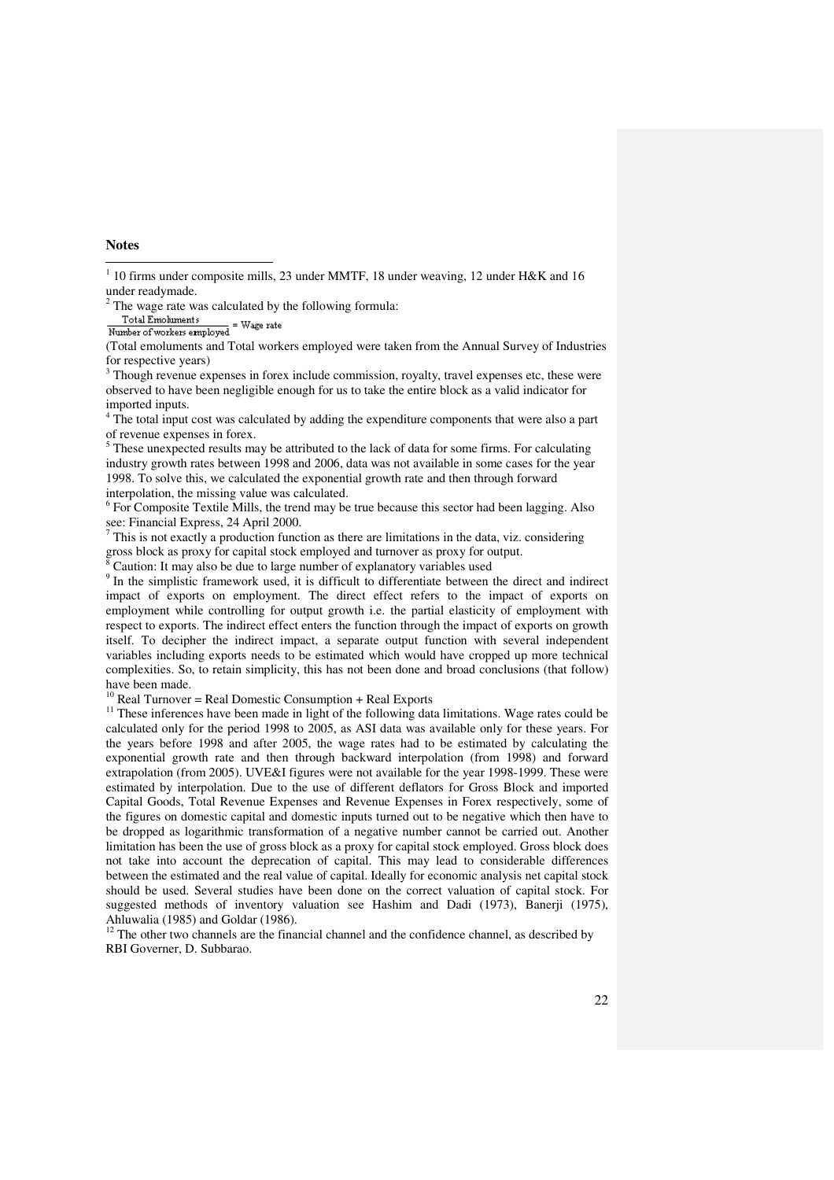**Notes**

[1] 10 firms under composite mills, 23 under MMTF, 18 under weaving, 12 under H&K and 16 under readymade.

[2] The wage rate was calculated by the following formula:

$$\frac{\text{Total Emoluments}}{\text{Number of workers employed}} = \text{Wage rate}$$

(Total emoluments and Total workers employed were taken from the Annual Survey of Industries for respective years)

[3] Though revenue expenses in forex include commission, royalty, travel expenses etc, these were observed to have been negligible enough for us to take the entire block as a valid indicator for imported inputs.

[4] The total input cost was calculated by adding the expenditure components that were also a part of revenue expenses in forex.

[5] These unexpected results may be attributed to the lack of data for some firms. For calculating industry growth rates between 1998 and 2006, data was not available in some cases for the year 1998. To solve this, we calculated the exponential growth rate and then through forward interpolation, the missing value was calculated.

[6] For Composite Textile Mills, the trend may be true because this sector had been lagging. Also see: Financial Express, 24 April 2000.

[7] This is not exactly a production function as there are limitations in the data, viz. considering gross block as proxy for capital stock employed and turnover as proxy for output.

[8] Caution: It may also be due to large number of explanatory variables used

[9] In the simplistic framework used, it is difficult to differentiate between the direct and indirect impact of exports on employment. The direct effect refers to the impact of exports on employment while controlling for output growth i.e. the partial elasticity of employment with respect to exports. The indirect effect enters the function through the impact of exports on growth itself. To decipher the indirect impact, a separate output function with several independent variables including exports needs to be estimated which would have cropped up more technical complexities. So, to retain simplicity, this has not been done and broad conclusions (that follow) have been made.

[10] Real Turnover = Real Domestic Consumption + Real Exports

[11] These inferences have been made in light of the following data limitations. Wage rates could be calculated only for the period 1998 to 2005, as ASI data was available only for these years. For the years before 1998 and after 2005, the wage rates had to be estimated by calculating the exponential growth rate and then through backward interpolation (from 1998) and forward extrapolation (from 2005). UVE&I figures were not available for the year 1998-1999. These were estimated by interpolation. Due to the use of different deflators for Gross Block and imported Capital Goods, Total Revenue Expenses and Revenue Expenses in Forex respectively, some of the figures on domestic capital and domestic inputs turned out to be negative which then have to be dropped as logarithmic transformation of a negative number cannot be carried out. Another limitation has been the use of gross block as a proxy for capital stock employed. Gross block does not take into account the deprecation of capital. This may lead to considerable differences between the estimated and the real value of capital. Ideally for economic analysis net capital stock should be used. Several studies have been done on the correct valuation of capital stock. For suggested methods of inventory valuation see Hashim and Dadi (1973), Banerji (1975), Ahluwalia (1985) and Goldar (1986).

[12] The other two channels are the financial channel and the confidence channel, as described by RBI Governer, D. Subbarao.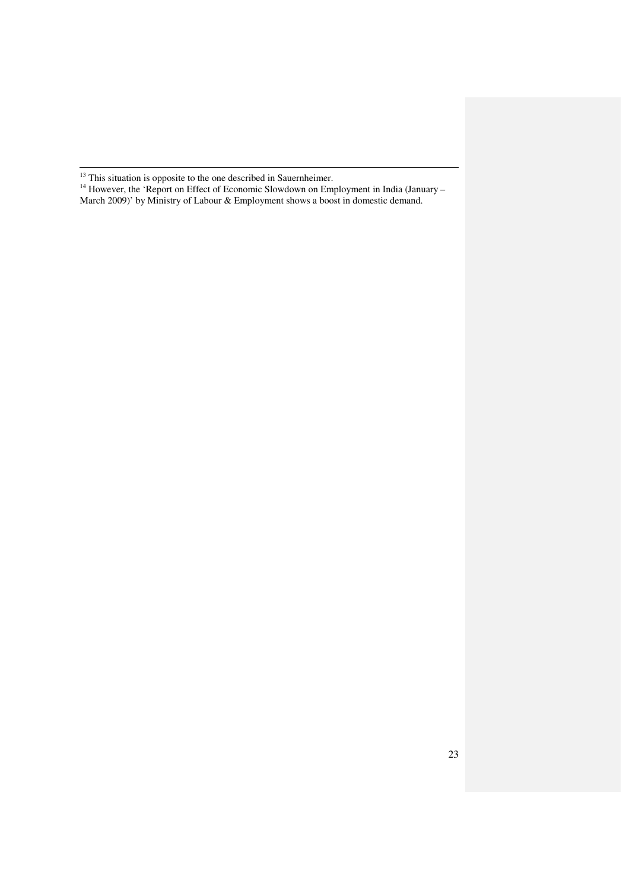[13] This situation is opposite to the one described in Sauernheimer.

[14] However, the 'Report on Effect of Economic Slowdown on Employment in India (January – March 2009)' by Ministry of Labour & Employment shows a boost in domestic demand.